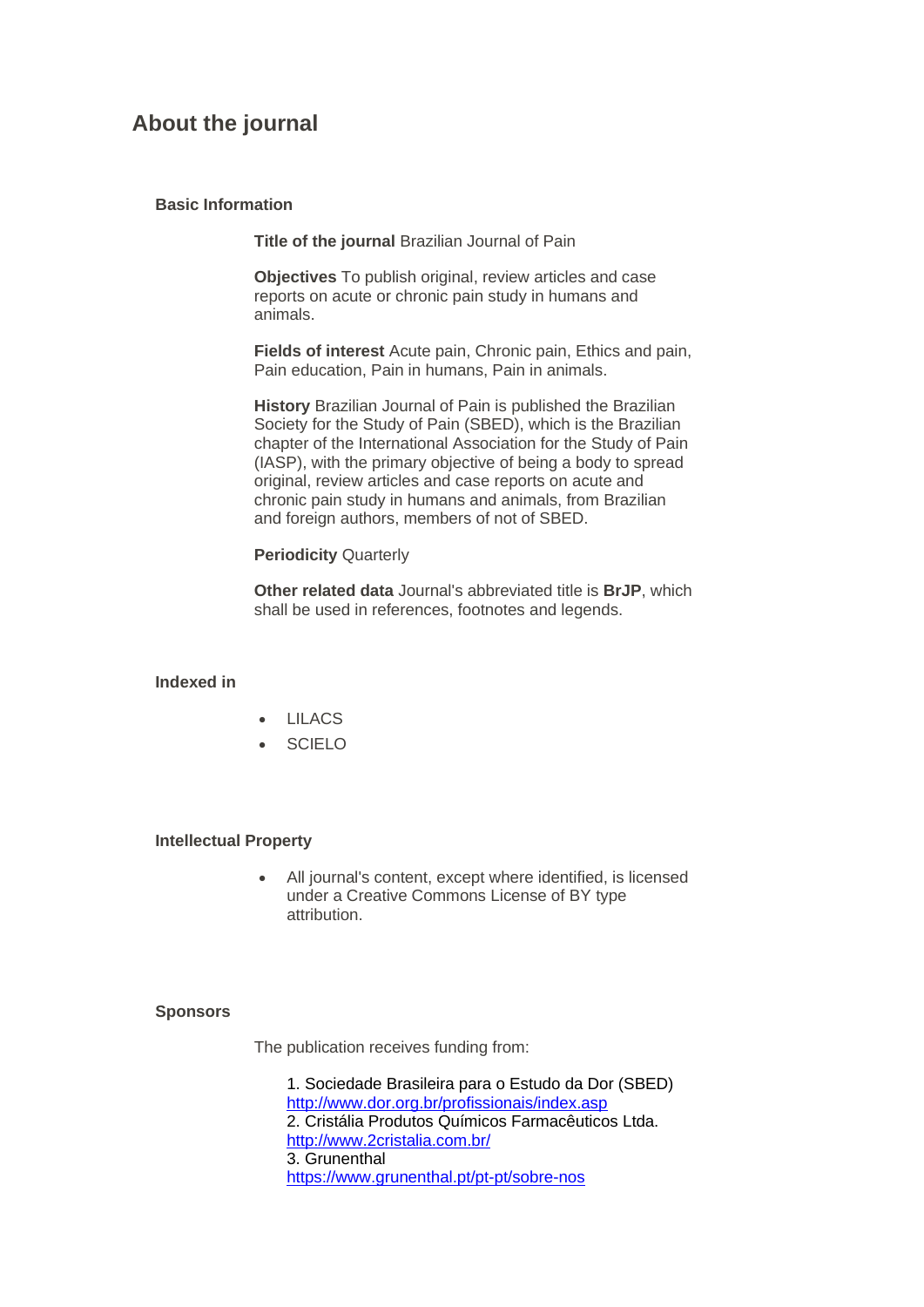# About the journal

## Basic Information

**Title of the journal** Brazilian Journal of Pain

**Objectives** To publish original, review articles and case reports on acute or chronic pain study in humans and animals.

**Fields of interest** Acute pain, Chronic pain, Ethics and pain, Pain education, Pain in humans, Pain in animals.

**History** Brazilian Journal of Pain is published the Brazilian Society for the Study of Pain (SBED), which is the Brazilian chapter of the International Association for the Study of Pain (IASP), with the primary objective of being a body to spread original, review articles and case reports on acute and chronic pain study in humans and animals, from Brazilian and foreign authors, members of not of SBED.

**Periodicity** Quarterly

**Other related data** Journal's abbreviated title is **BrJP**, which shall be used in references, footnotes and legends.

## Indexed in

- LILACS
- SCIELO

## Intellectual Property

- All journal's content, except where identified, is licensed under a Creative Commons License of BY type attribution.

## Sponsors

The publication receives funding from:

1. Sociedade Brasileira para o Estudo da Dor (SBED)
http://www.dor.org.br/profissionais/index.asp
2. Cristália Produtos Químicos Farmacêuticos Ltda.
http://www.2cristalia.com.br/
3. Grunenthal
https://www.grunenthal.pt/pt-pt/sobre-nos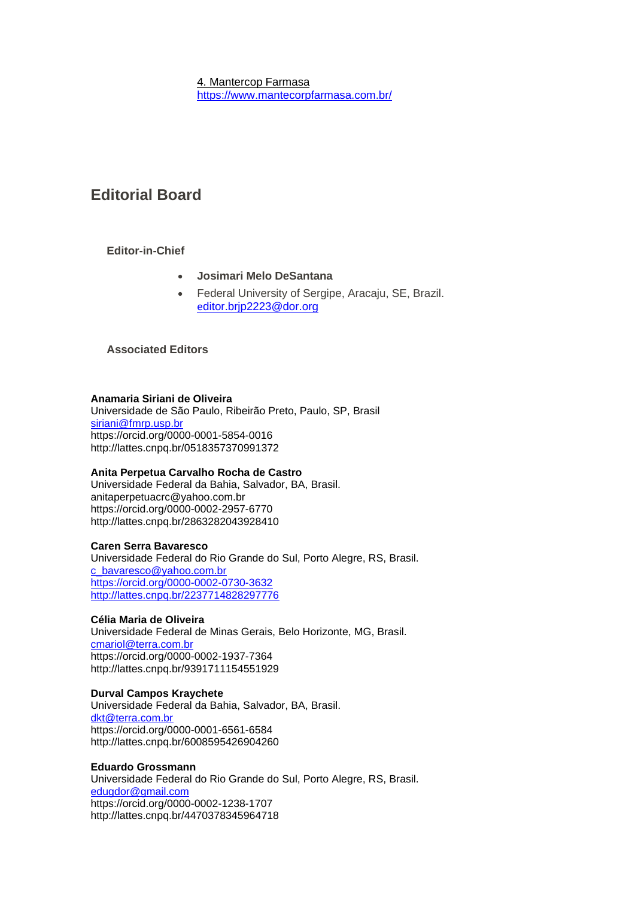4. Mantercop Farmasa
https://www.mantecorpfarmasa.com.br/

## Editorial Board

### Editor-in-Chief

- **Josimari Melo DeSantana**
- Federal University of Sergipe, Aracaju, SE, Brazil.
  editor.brjp2223@dor.org

### Associated Editors

**Anamaria Siriani de Oliveira**
Universidade de São Paulo, Ribeirão Preto, Paulo, SP, Brasil
siriani@fmrp.usp.br
https://orcid.org/0000-0001-5854-0016
http://lattes.cnpq.br/0518357370991372

**Anita Perpetua Carvalho Rocha de Castro**
Universidade Federal da Bahia, Salvador, BA, Brasil.
anitaperpetuacrc@yahoo.com.br
https://orcid.org/0000-0002-2957-6770
http://lattes.cnpq.br/2863282043928410

**Caren Serra Bavaresco**
Universidade Federal do Rio Grande do Sul, Porto Alegre, RS, Brasil.
c_bavaresco@yahoo.com.br
https://orcid.org/0000-0002-0730-3632
http://lattes.cnpq.br/2237714828297776

**Célia Maria de Oliveira**
Universidade Federal de Minas Gerais, Belo Horizonte, MG, Brasil.
cmariol@terra.com.br
https://orcid.org/0000-0002-1937-7364
http://lattes.cnpq.br/9391711154551929

**Durval Campos Kraychete**
Universidade Federal da Bahia, Salvador, BA, Brasil.
dkt@terra.com.br
https://orcid.org/0000-0001-6561-6584
http://lattes.cnpq.br/6008595426904260

**Eduardo Grossmann**
Universidade Federal do Rio Grande do Sul, Porto Alegre, RS, Brasil.
edugdor@gmail.com
https://orcid.org/0000-0002-1238-1707
http://lattes.cnpq.br/4470378345964718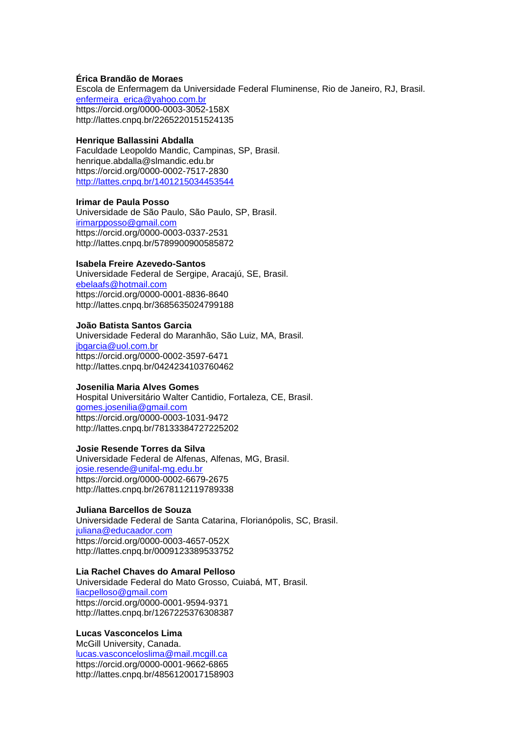**Érica Brandão de Moraes**
Escola de Enfermagem da Universidade Federal Fluminense, Rio de Janeiro, RJ, Brasil.
enfermeira_erica@yahoo.com.br
https://orcid.org/0000-0003-3052-158X
http://lattes.cnpq.br/2265220151524135

**Henrique Ballassini Abdalla**
Faculdade Leopoldo Mandic, Campinas, SP, Brasil.
henrique.abdalla@slmandic.edu.br
https://orcid.org/0000-0002-7517-2830
http://lattes.cnpq.br/1401215034453544

**Irimar de Paula Posso**
Universidade de São Paulo, São Paulo, SP, Brasil.
irimarpposso@gmail.com
https://orcid.org/0000-0003-0337-2531
http://lattes.cnpq.br/5789900900585872

**Isabela Freire Azevedo-Santos**
Universidade Federal de Sergipe, Aracajú, SE, Brasil.
ebelaafs@hotmail.com
https://orcid.org/0000-0001-8836-8640
http://lattes.cnpq.br/3685635024799188

**João Batista Santos Garcia**
Universidade Federal do Maranhão, São Luiz, MA, Brasil.
jbgarcia@uol.com.br
https://orcid.org/0000-0002-3597-6471
http://lattes.cnpq.br/0424234103760462

**Josenilia Maria Alves Gomes**
Hospital Universitário Walter Cantidio, Fortaleza, CE, Brasil.
gomes.josenilia@gmail.com
https://orcid.org/0000-0003-1031-9472
http://lattes.cnpq.br/78133384727225202

**Josie Resende Torres da Silva**
Universidade Federal de Alfenas, Alfenas, MG, Brasil.
josie.resende@unifal-mg.edu.br
https://orcid.org/0000-0002-6679-2675
http://lattes.cnpq.br/2678112119789338

**Juliana Barcellos de Souza**
Universidade Federal de Santa Catarina, Florianópolis, SC, Brasil.
juliana@educaador.com
https://orcid.org/0000-0003-4657-052X
http://lattes.cnpq.br/0009123389533752

**Lia Rachel Chaves do Amaral Pelloso**
Universidade Federal do Mato Grosso, Cuiabá, MT, Brasil.
liacpelloso@gmail.com
https://orcid.org/0000-0001-9594-9371
http://lattes.cnpq.br/1267225376308387

**Lucas Vasconcelos Lima**
McGill University, Canada.
lucas.vasconceloslima@mail.mcgill.ca
https://orcid.org/0000-0001-9662-6865
http://lattes.cnpq.br/4856120017158903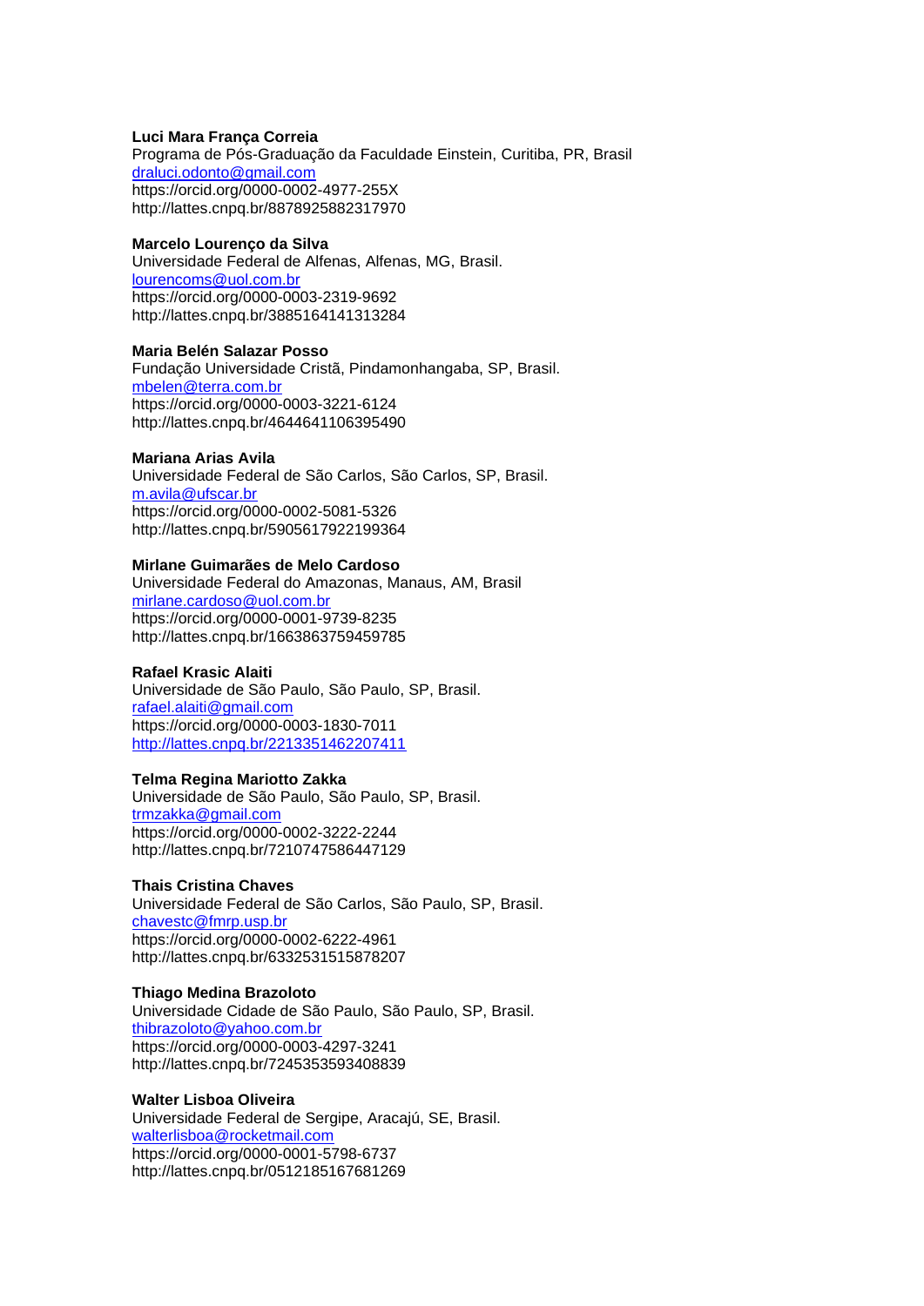**Luci Mara França Correia**
Programa de Pós-Graduação da Faculdade Einstein, Curitiba, PR, Brasil
draluci.odonto@gmail.com
https://orcid.org/0000-0002-4977-255X
http://lattes.cnpq.br/8878925882317970

**Marcelo Lourenço da Silva**
Universidade Federal de Alfenas, Alfenas, MG, Brasil.
lourencoms@uol.com.br
https://orcid.org/0000-0003-2319-9692
http://lattes.cnpq.br/3885164141313284

**Maria Belén Salazar Posso**
Fundação Universidade Cristã, Pindamonhangaba, SP, Brasil.
mbelen@terra.com.br
https://orcid.org/0000-0003-3221-6124
http://lattes.cnpq.br/4644641106395490

**Mariana Arias Avila**
Universidade Federal de São Carlos, São Carlos, SP, Brasil.
m.avila@ufscar.br
https://orcid.org/0000-0002-5081-5326
http://lattes.cnpq.br/5905617922199364

**Mirlane Guimarães de Melo Cardoso**
Universidade Federal do Amazonas, Manaus, AM, Brasil
mirlane.cardoso@uol.com.br
https://orcid.org/0000-0001-9739-8235
http://lattes.cnpq.br/1663863759459785

**Rafael Krasic Alaiti**
Universidade de São Paulo, São Paulo, SP, Brasil.
rafael.alaiti@gmail.com
https://orcid.org/0000-0003-1830-7011
http://lattes.cnpq.br/2213351462207411

**Telma Regina Mariotto Zakka**
Universidade de São Paulo, São Paulo, SP, Brasil.
trmzakka@gmail.com
https://orcid.org/0000-0002-3222-2244
http://lattes.cnpq.br/7210747586447129

**Thais Cristina Chaves**
Universidade Federal de São Carlos, São Paulo, SP, Brasil.
chavestc@fmrp.usp.br
https://orcid.org/0000-0002-6222-4961
http://lattes.cnpq.br/6332531515878207

**Thiago Medina Brazoloto**
Universidade Cidade de São Paulo, São Paulo, SP, Brasil.
thibrazoloto@yahoo.com.br
https://orcid.org/0000-0003-4297-3241
http://lattes.cnpq.br/7245353593408839

**Walter Lisboa Oliveira**
Universidade Federal de Sergipe, Aracajú, SE, Brasil.
walterlisboa@rocketmail.com
https://orcid.org/0000-0001-5798-6737
http://lattes.cnpq.br/0512185167681269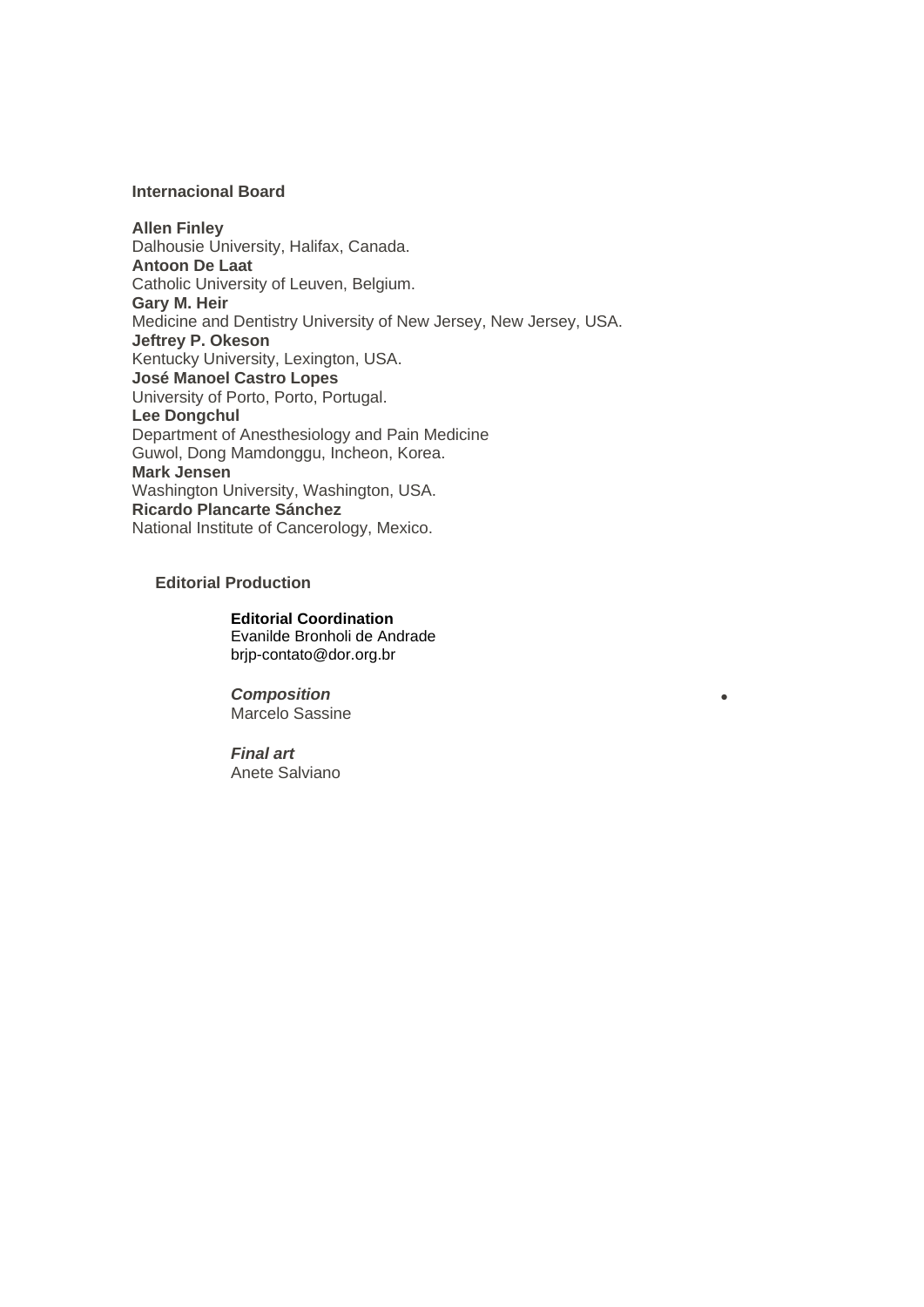**Internacional Board**

**Allen Finley**
Dalhousie University, Halifax, Canada.
**Antoon De Laat**
Catholic University of Leuven, Belgium.
**Gary M. Heir**
Medicine and Dentistry University of New Jersey, New Jersey, USA.
**Jeftrey P. Okeson**
Kentucky University, Lexington, USA.
**José Manoel Castro Lopes**
University of Porto, Porto, Portugal.
**Lee Dongchul**
Department of Anesthesiology and Pain Medicine
Guwol, Dong Mamdonggu, Incheon, Korea.
**Mark Jensen**
Washington University, Washington, USA.
**Ricardo Plancarte Sánchez**
National Institute of Cancerology, Mexico.

**Editorial Production**

**Editorial Coordination**
Evanilde Bronholi de Andrade
brjp-contato@dor.org.br

***Composition***
Marcelo Sassine

***Final art***
Anete Salviano